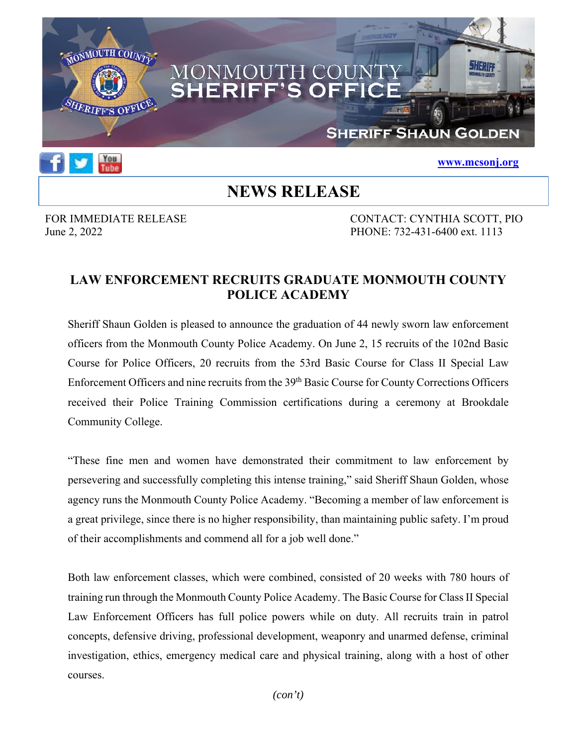MONMOUTH COUNTY SHERIFF'S OFFICE

SHERIFF SHAUN GOLDEN

www.mcsonj.org

# NEWS RELEASE

FOR IMMEDIATE RELEASE
June 2, 2022

CONTACT: CYNTHIA SCOTT, PIO
PHONE: 732-431-6400 ext. 1113

## LAW ENFORCEMENT RECRUITS GRADUATE MONMOUTH COUNTY POLICE ACADEMY

Sheriff Shaun Golden is pleased to announce the graduation of 44 newly sworn law enforcement officers from the Monmouth County Police Academy. On June 2, 15 recruits of the 102nd Basic Course for Police Officers, 20 recruits from the 53rd Basic Course for Class II Special Law Enforcement Officers and nine recruits from the 39th Basic Course for County Corrections Officers received their Police Training Commission certifications during a ceremony at Brookdale Community College.

"These fine men and women have demonstrated their commitment to law enforcement by persevering and successfully completing this intense training," said Sheriff Shaun Golden, whose agency runs the Monmouth County Police Academy. "Becoming a member of law enforcement is a great privilege, since there is no higher responsibility, than maintaining public safety. I'm proud of their accomplishments and commend all for a job well done."

Both law enforcement classes, which were combined, consisted of 20 weeks with 780 hours of training run through the Monmouth County Police Academy. The Basic Course for Class II Special Law Enforcement Officers has full police powers while on duty. All recruits train in patrol concepts, defensive driving, professional development, weaponry and unarmed defense, criminal investigation, ethics, emergency medical care and physical training, along with a host of other courses.

*(con't)*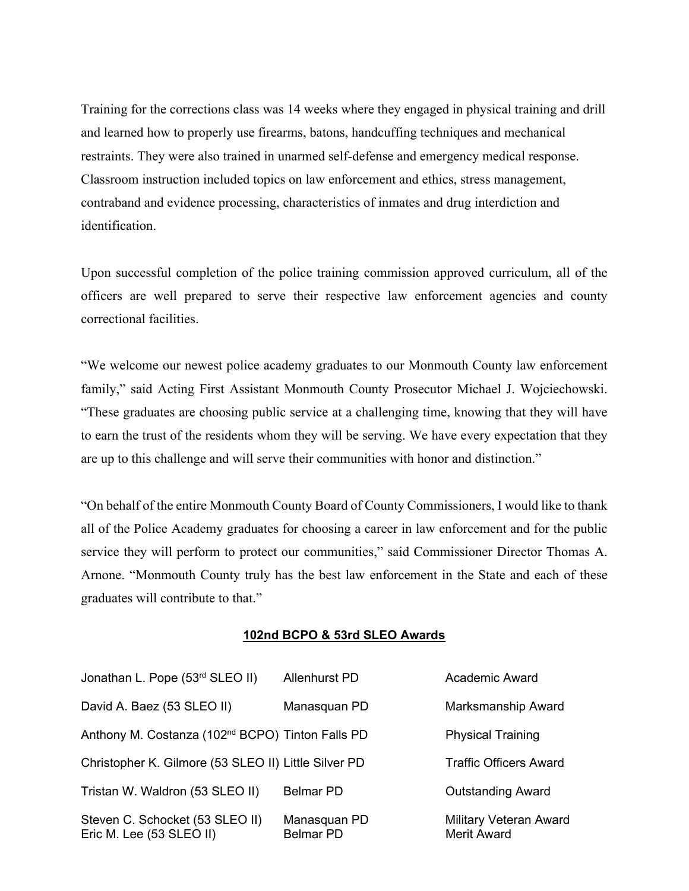Training for the corrections class was 14 weeks where they engaged in physical training and drill and learned how to properly use firearms, batons, handcuffing techniques and mechanical restraints. They were also trained in unarmed self-defense and emergency medical response. Classroom instruction included topics on law enforcement and ethics, stress management, contraband and evidence processing, characteristics of inmates and drug interdiction and identification.

Upon successful completion of the police training commission approved curriculum, all of the officers are well prepared to serve their respective law enforcement agencies and county correctional facilities.

"We welcome our newest police academy graduates to our Monmouth County law enforcement family," said Acting First Assistant Monmouth County Prosecutor Michael J. Wojciechowski. "These graduates are choosing public service at a challenging time, knowing that they will have to earn the trust of the residents whom they will be serving. We have every expectation that they are up to this challenge and will serve their communities with honor and distinction."

"On behalf of the entire Monmouth County Board of County Commissioners, I would like to thank all of the Police Academy graduates for choosing a career in law enforcement and for the public service they will perform to protect our communities," said Commissioner Director Thomas A. Arnone. "Monmouth County truly has the best law enforcement in the State and each of these graduates will contribute to that."

**102nd BCPO & 53rd SLEO Awards**

| Name | Agency | Award |
|---|---|---|
| Jonathan L. Pope (53rd SLEO II) | Allenhurst PD | Academic Award |
| David A. Baez (53 SLEO II) | Manasquan PD | Marksmanship Award |
| Anthony M. Costanza (102nd BCPO) | Tinton Falls PD | Physical Training |
| Christopher K. Gilmore (53 SLEO II) | Little Silver PD | Traffic Officers Award |
| Tristan W. Waldron (53 SLEO II) | Belmar PD | Outstanding Award |
| Steven C. Schocket (53 SLEO II) | Manasquan PD | Military Veteran Award |
| Eric M. Lee (53 SLEO II) | Belmar PD | Merit Award |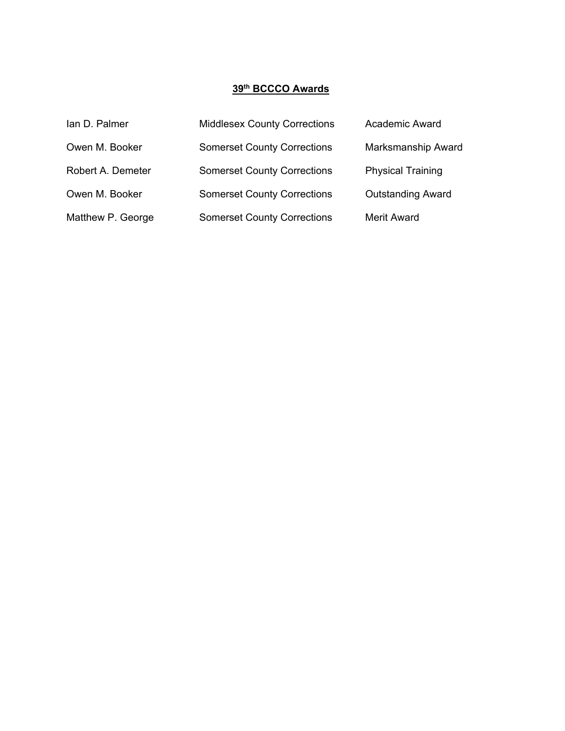**39th BCCCO Awards**

| | | |
|---|---|---|
| Ian D. Palmer | Middlesex County Corrections | Academic Award |
| Owen M. Booker | Somerset County Corrections | Marksmanship Award |
| Robert A. Demeter | Somerset County Corrections | Physical Training |
| Owen M. Booker | Somerset County Corrections | Outstanding Award |
| Matthew P. George | Somerset County Corrections | Merit Award |